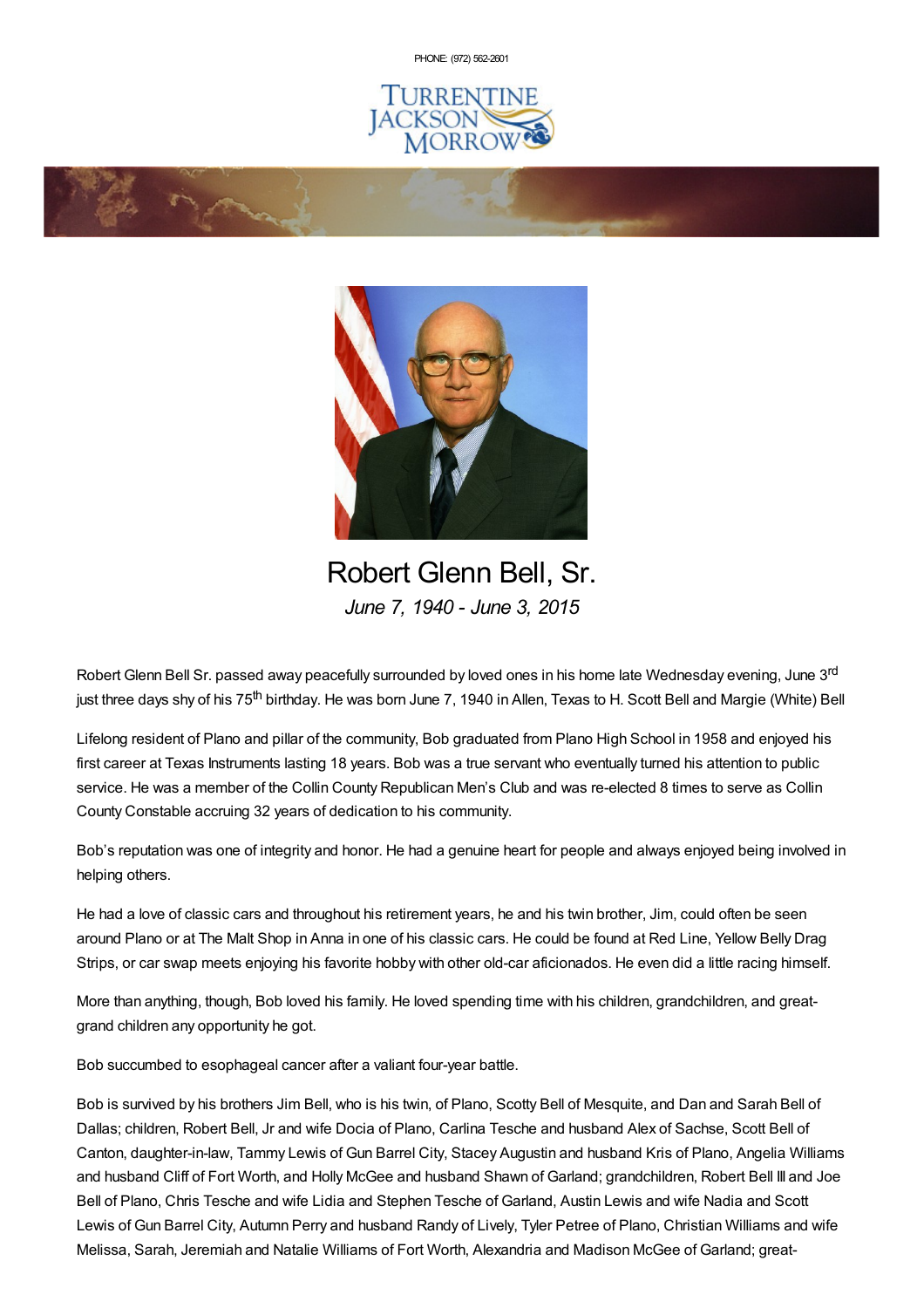PHONE: (972) 562-2601

# Robert Glenn Bell, Sr.

*June 7, 1940 - June 3, 2015*

Robert Glenn Bell Sr. passed away peacefully surrounded by loved ones in his home late Wednesday evening, June 3rd just three days shy of his 75th birthday. He was born June 7, 1940 in Allen, Texas to H. Scott Bell and Margie (White) Bell

Lifelong resident of Plano and pillar of the community, Bob graduated from Plano High School in 1958 and enjoyed his first career at Texas Instruments lasting 18 years. Bob was a true servant who eventually turned his attention to public service. He was a member of the Collin County Republican Men's Club and was re-elected 8 times to serve as Collin County Constable accruing 32 years of dedication to his community.

Bob's reputation was one of integrity and honor. He had a genuine heart for people and always enjoyed being involved in helping others.

He had a love of classic cars and throughout his retirement years, he and his twin brother, Jim, could often be seen around Plano or at The Malt Shop in Anna in one of his classic cars. He could be found at Red Line, Yellow Belly Drag Strips, or car swap meets enjoying his favorite hobby with other old-car aficionados. He even did a little racing himself.

More than anything, though, Bob loved his family. He loved spending time with his children, grandchildren, and great-grand children any opportunity he got.

Bob succumbed to esophageal cancer after a valiant four-year battle.

Bob is survived by his brothers Jim Bell, who is his twin, of Plano, Scotty Bell of Mesquite, and Dan and Sarah Bell of Dallas; children, Robert Bell, Jr and wife Docia of Plano, Carlina Tesche and husband Alex of Sachse, Scott Bell of Canton, daughter-in-law, Tammy Lewis of Gun Barrel City, Stacey Augustin and husband Kris of Plano, Angelia Williams and husband Cliff of Fort Worth, and Holly McGee and husband Shawn of Garland; grandchildren, Robert Bell III and Joe Bell of Plano, Chris Tesche and wife Lidia and Stephen Tesche of Garland, Austin Lewis and wife Nadia and Scott Lewis of Gun Barrel City, Autumn Perry and husband Randy of Lively, Tyler Petree of Plano, Christian Williams and wife Melissa, Sarah, Jeremiah and Natalie Williams of Fort Worth, Alexandria and Madison McGee of Garland; great-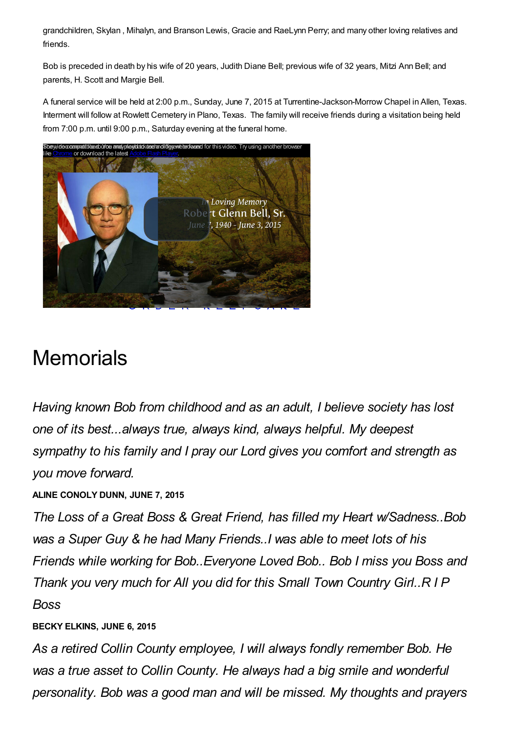grandchildren, Skylan , Mihalyn, and Branson Lewis, Gracie and RaeLynn Perry; and many other loving relatives and friends.

Bob is preceded in death by his wife of 20 years, Judith Diane Bell; previous wife of 32 years, Mitzi Ann Bell; and parents, H. Scott and Margie Bell.

A funeral service will be held at 2:00 p.m., Sunday, June 7, 2015 at Turrentine-Jackson-Morrow Chapel in Allen, Texas. Interment will follow at Rowlett Cemetery in Plano, Texas. The family will receive friends during a visitation being held from 7:00 p.m. until 9:00 p.m., Saturday evening at the funeral home.

# Memorials

*Having known Bob from childhood and as an adult, I believe society has lost one of its best...always true, always kind, always helpful. My deepest sympathy to his family and I pray our Lord gives you comfort and strength as you move forward.*

**ALINE CONOLY DUNN, JUNE 7, 2015**

*The Loss of a Great Boss & Great Friend, has filled my Heart w/Sadness..Bob was a Super Guy & he had Many Friends..I was able to meet lots of his Friends while working for Bob..Everyone Loved Bob.. Bob I miss you Boss and Thank you very much for All you did for this Small Town Country Girl..R I P Boss*

**BECKY ELKINS, JUNE 6, 2015**

*As a retired Collin County employee, I will always fondly remember Bob. He was a true asset to Collin County. He always had a big smile and wonderful personality. Bob was a good man and will be missed. My thoughts and prayers*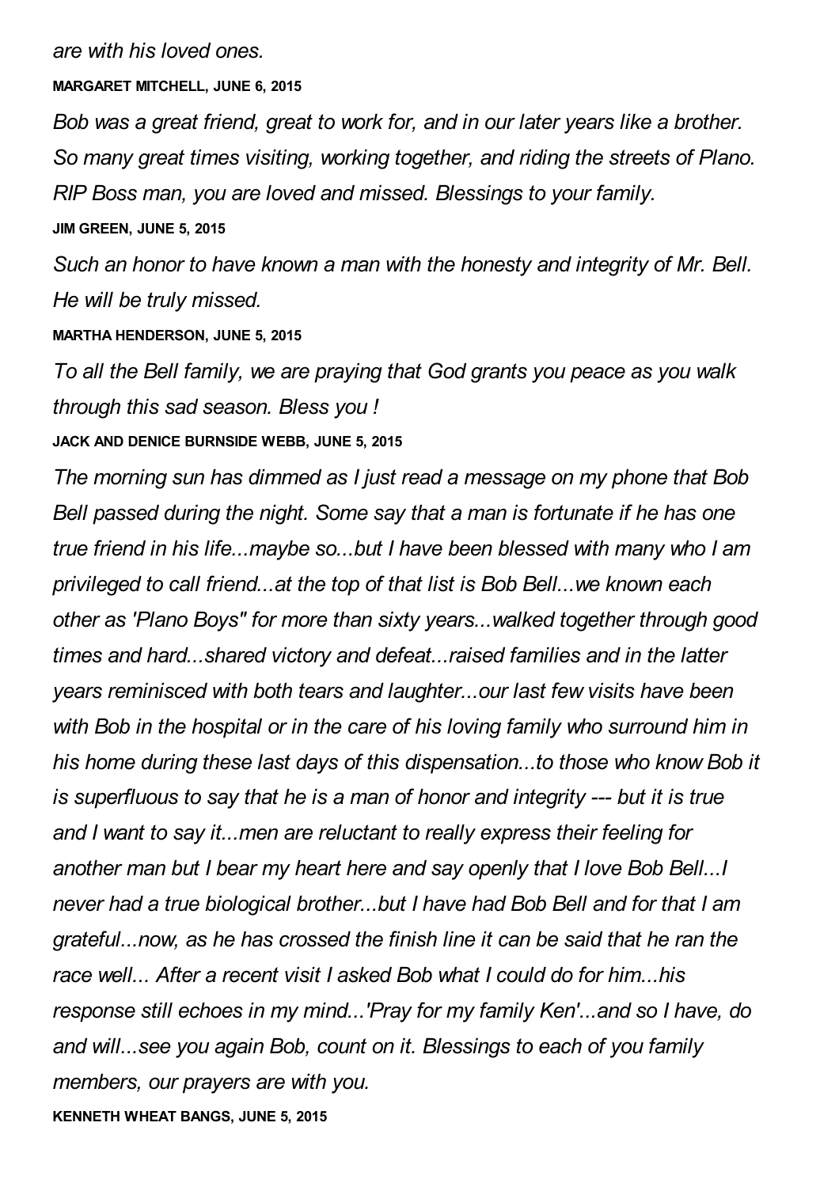*are with his loved ones.*

**MARGARET MITCHELL, JUNE 6, 2015**

*Bob was a great friend, great to work for, and in our later years like a brother. So many great times visiting, working together, and riding the streets of Plano. RIP Boss man, you are loved and missed. Blessings to your family.*

**JIM GREEN, JUNE 5, 2015**

*Such an honor to have known a man with the honesty and integrity of Mr. Bell. He will be truly missed.*

**MARTHA HENDERSON, JUNE 5, 2015**

*To all the Bell family, we are praying that God grants you peace as you walk through this sad season. Bless you !*

**JACK AND DENICE BURNSIDE WEBB, JUNE 5, 2015**

*The morning sun has dimmed as I just read a message on my phone that Bob Bell passed during the night. Some say that a man is fortunate if he has one true friend in his life...maybe so...but I have been blessed with many who I am privileged to call friend...at the top of that list is Bob Bell...we known each other as 'Plano Boys" for more than sixty years...walked together through good times and hard...shared victory and defeat...raised families and in the latter years reminisced with both tears and laughter...our last few visits have been with Bob in the hospital or in the care of his loving family who surround him in his home during these last days of this dispensation...to those who know Bob it is superfluous to say that he is a man of honor and integrity --- but it is true and I want to say it...men are reluctant to really express their feeling for another man but I bear my heart here and say openly that I love Bob Bell...I never had a true biological brother...but I have had Bob Bell and for that I am grateful...now, as he has crossed the finish line it can be said that he ran the race well... After a recent visit I asked Bob what I could do for him...his response still echoes in my mind...'Pray for my family Ken'...and so I have, do and will...see you again Bob, count on it. Blessings to each of you family members, our prayers are with you.*

**KENNETH WHEAT BANGS, JUNE 5, 2015**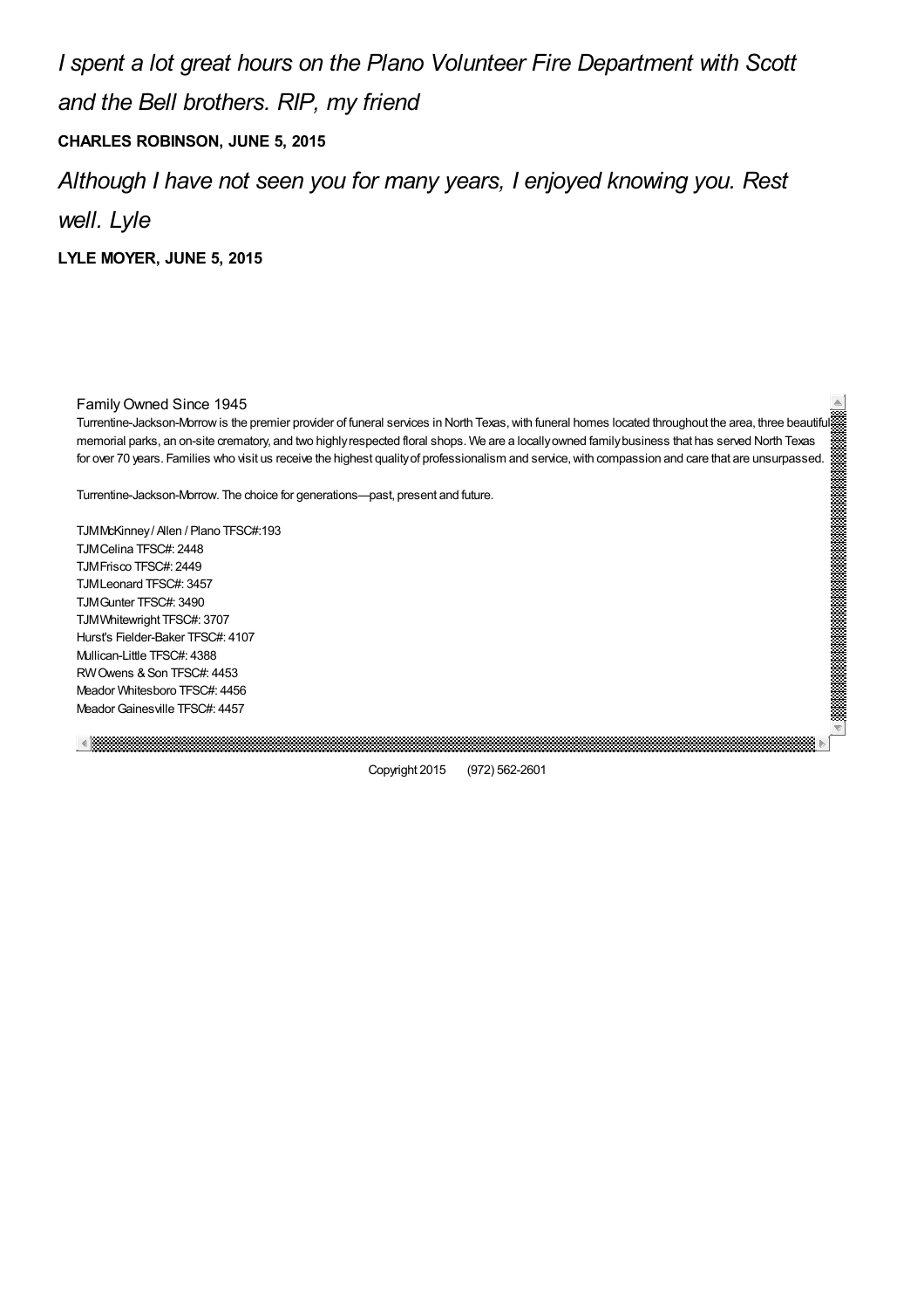*I spent a lot great hours on the Plano Volunteer Fire Department with Scott and the Bell brothers. RIP, my friend*

**CHARLES ROBINSON, JUNE 5, 2015**

*Although I have not seen you for many years, I enjoyed knowing you. Rest well. Lyle*

**LYLE MOYER, JUNE 5, 2015**

Family Owned Since 1945

Turrentine-Jackson-Morrow is the premier provider of funeral services in North Texas, with funeral homes located throughout the area, three beautiful memorial parks, an on-site crematory, and two highly respected floral shops. We are a locally owned family business that has served North Texas for over 70 years. Families who visit us receive the highest quality of professionalism and service, with compassion and care that are unsurpassed.

Turrentine-Jackson-Morrow. The choice for generations—past, present and future.

TJM McKinney / Allen / Plano TFSC#:193
TJM Celina TFSC#: 2448
TJM Frisco TFSC#: 2449
TJM Leonard TFSC#: 3457
TJM Gunter TFSC#: 3490
TJM Whitewright TFSC#: 3707
Hurst's Fielder-Baker TFSC#: 4107
Mullican-Little TFSC#: 4388
RW Owens & Son TFSC#: 4453
Meador Whitesboro TFSC#: 4456
Meador Gainesville TFSC#: 4457

Copyright 2015 (972) 562-2601